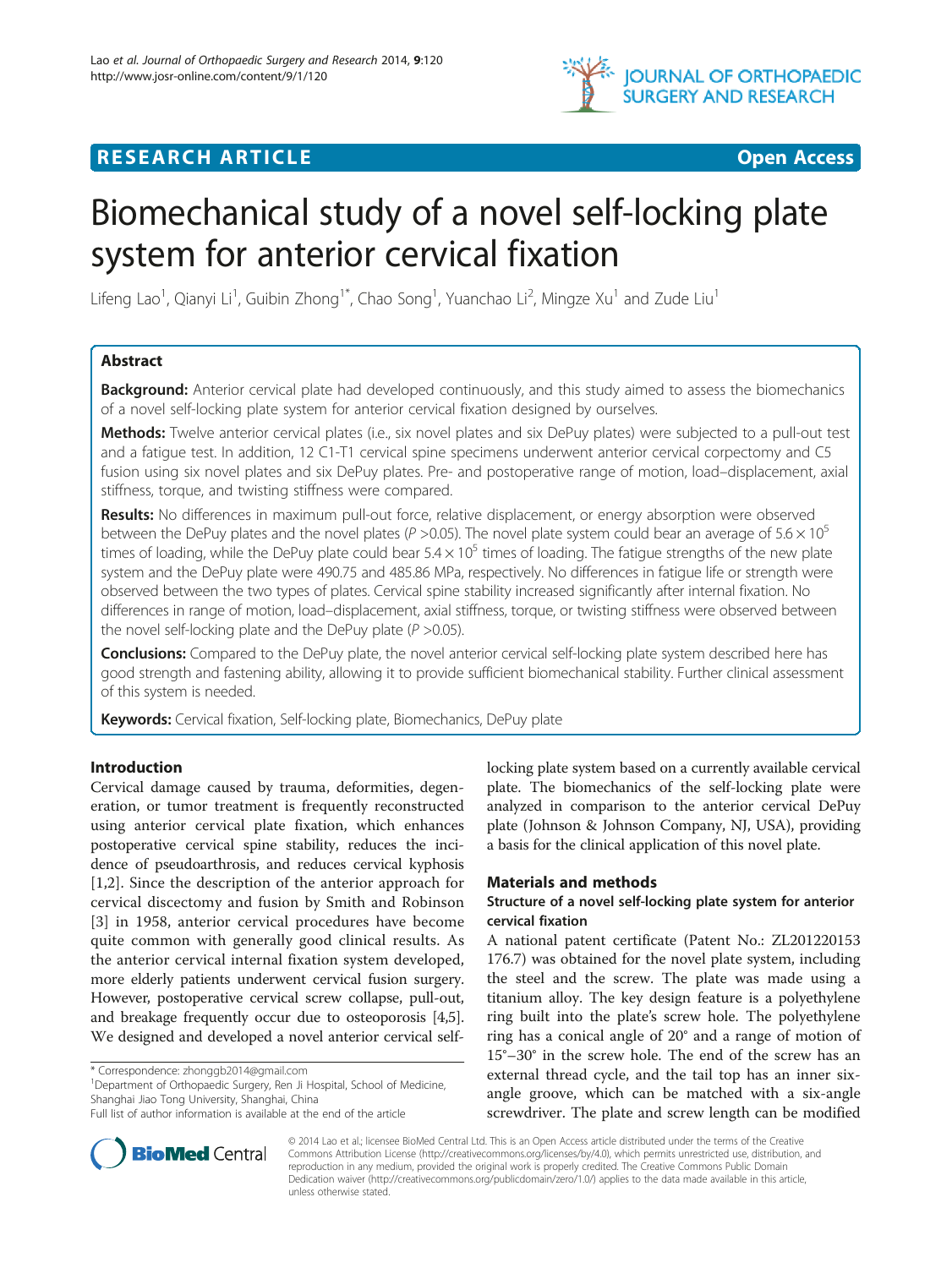**RESEARCH ARTICLE** **Open Access**

# Biomechanical study of a novel self-locking plate system for anterior cervical fixation

Lifeng Lao[1], Qianyi Li[1], Guibin Zhong[1*], Chao Song[1], Yuanchao Li[2], Mingze Xu[1] and Zude Liu[1]

## Abstract

**Background:** Anterior cervical plate had developed continuously, and this study aimed to assess the biomechanics of a novel self-locking plate system for anterior cervical fixation designed by ourselves.

**Methods:** Twelve anterior cervical plates (i.e., six novel plates and six DePuy plates) were subjected to a pull-out test and a fatigue test. In addition, 12 C1-T1 cervical spine specimens underwent anterior cervical corpectomy and C5 fusion using six novel plates and six DePuy plates. Pre- and postoperative range of motion, load–displacement, axial stiffness, torque, and twisting stiffness were compared.

**Results:** No differences in maximum pull-out force, relative displacement, or energy absorption were observed between the DePuy plates and the novel plates ($P$ >0.05). The novel plate system could bear an average of $5.6 \times 10^5$ times of loading, while the DePuy plate could bear $5.4 \times 10^5$ times of loading. The fatigue strengths of the new plate system and the DePuy plate were 490.75 and 485.86 MPa, respectively. No differences in fatigue life or strength were observed between the two types of plates. Cervical spine stability increased significantly after internal fixation. No differences in range of motion, load–displacement, axial stiffness, torque, or twisting stiffness were observed between the novel self-locking plate and the DePuy plate ($P$ >0.05).

**Conclusions:** Compared to the DePuy plate, the novel anterior cervical self-locking plate system described here has good strength and fastening ability, allowing it to provide sufficient biomechanical stability. Further clinical assessment of this system is needed.

**Keywords:** Cervical fixation, Self-locking plate, Biomechanics, DePuy plate

## Introduction

Cervical damage caused by trauma, deformities, degeneration, or tumor treatment is frequently reconstructed using anterior cervical plate fixation, which enhances postoperative cervical spine stability, reduces the incidence of pseudoarthrosis, and reduces cervical kyphosis [1,2]. Since the description of the anterior approach for cervical discectomy and fusion by Smith and Robinson [3] in 1958, anterior cervical procedures have become quite common with generally good clinical results. As the anterior cervical internal fixation system developed, more elderly patients underwent cervical fusion surgery. However, postoperative cervical screw collapse, pull-out, and breakage frequently occur due to osteoporosis [4,5]. We designed and developed a novel anterior cervical self-locking plate system based on a currently available cervical plate. The biomechanics of the self-locking plate were analyzed in comparison to the anterior cervical DePuy plate (Johnson & Johnson Company, NJ, USA), providing a basis for the clinical application of this novel plate.

## Materials and methods

### Structure of a novel self-locking plate system for anterior cervical fixation

A national patent certificate (Patent No.: ZL201220153 176.7) was obtained for the novel plate system, including the steel and the screw. The plate was made using a titanium alloy. The key design feature is a polyethylene ring built into the plate's screw hole. The polyethylene ring has a conical angle of 20° and a range of motion of 15°–30° in the screw hole. The end of the screw has an external thread cycle, and the tail top has an inner six-angle groove, which can be matched with a six-angle screwdriver. The plate and screw length can be modified

\* Correspondence: zhonggb2014@gmail.com
[1]Department of Orthopaedic Surgery, Ren Ji Hospital, School of Medicine, Shanghai Jiao Tong University, Shanghai, China
Full list of author information is available at the end of the article

© 2014 Lao et al.; licensee BioMed Central Ltd. This is an Open Access article distributed under the terms of the Creative Commons Attribution License (http://creativecommons.org/licenses/by/4.0), which permits unrestricted use, distribution, and reproduction in any medium, provided the original work is properly credited. The Creative Commons Public Domain Dedication waiver (http://creativecommons.org/publicdomain/zero/1.0/) applies to the data made available in this article, unless otherwise stated.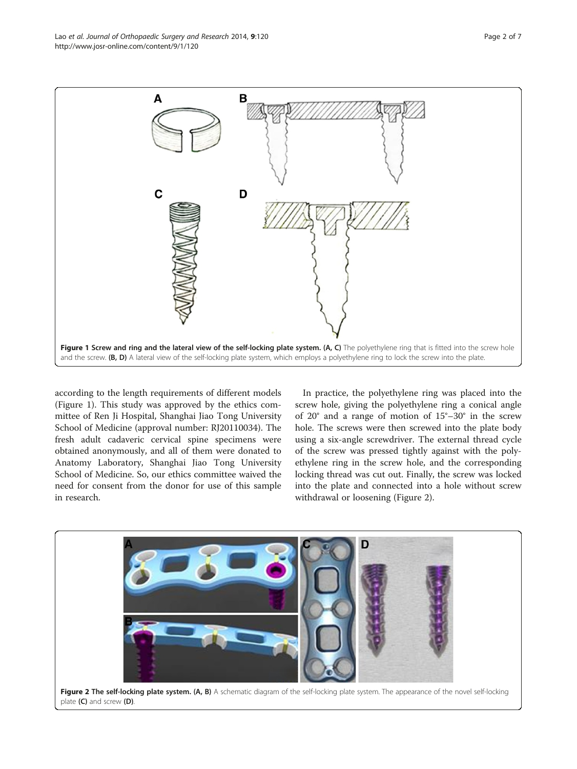**Figure 1 Screw and ring and the lateral view of the self-locking plate system. (A, C)** The polyethylene ring that is fitted into the screw hole and the screw. **(B, D)** A lateral view of the self-locking plate system, which employs a polyethylene ring to lock the screw into the plate.

according to the length requirements of different models (Figure 1). This study was approved by the ethics committee of Ren Ji Hospital, Shanghai Jiao Tong University School of Medicine (approval number: RJ20110034). The fresh adult cadaveric cervical spine specimens were obtained anonymously, and all of them were donated to Anatomy Laboratory, Shanghai Jiao Tong University School of Medicine. So, our ethics committee waived the need for consent from the donor for use of this sample in research.

In practice, the polyethylene ring was placed into the screw hole, giving the polyethylene ring a conical angle of 20° and a range of motion of 15°–30° in the screw hole. The screws were then screwed into the plate body using a six-angle screwdriver. The external thread cycle of the screw was pressed tightly against with the polyethylene ring in the screw hole, and the corresponding locking thread was cut out. Finally, the screw was locked into the plate and connected into a hole without screw withdrawal or loosening (Figure 2).

**Figure 2 The self-locking plate system. (A, B)** A schematic diagram of the self-locking plate system. The appearance of the novel self-locking plate **(C)** and screw **(D)**.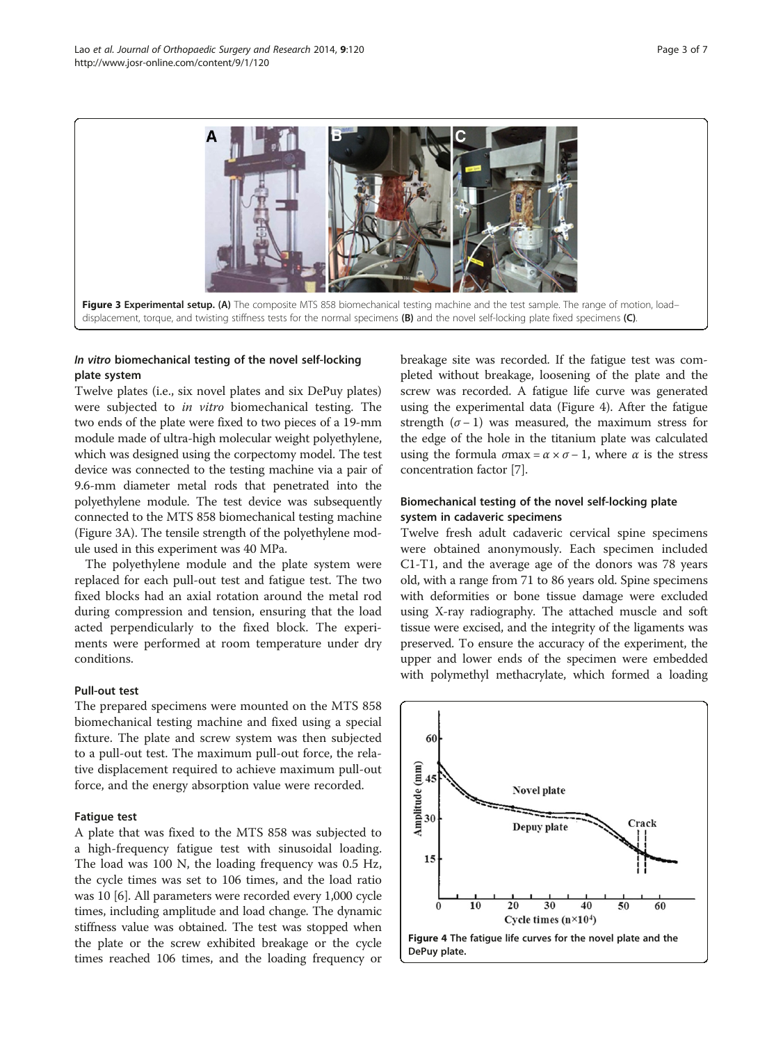Figure 3 **Experimental setup. (A)** The composite MTS 858 biomechanical testing machine and the test sample. The range of motion, load–displacement, torque, and twisting stiffness tests for the normal specimens **(B)** and the novel self-locking plate fixed specimens **(C)**.

### *In vitro* biomechanical testing of the novel self-locking plate system

Twelve plates (i.e., six novel plates and six DePuy plates) were subjected to *in vitro* biomechanical testing. The two ends of the plate were fixed to two pieces of a 19-mm module made of ultra-high molecular weight polyethylene, which was designed using the corpectomy model. The test device was connected to the testing machine via a pair of 9.6-mm diameter metal rods that penetrated into the polyethylene module. The test device was subsequently connected to the MTS 858 biomechanical testing machine (Figure 3A). The tensile strength of the polyethylene module used in this experiment was 40 MPa.

The polyethylene module and the plate system were replaced for each pull-out test and fatigue test. The two fixed blocks had an axial rotation around the metal rod during compression and tension, ensuring that the load acted perpendicularly to the fixed block. The experiments were performed at room temperature under dry conditions.

#### Pull-out test

The prepared specimens were mounted on the MTS 858 biomechanical testing machine and fixed using a special fixture. The plate and screw system was then subjected to a pull-out test. The maximum pull-out force, the relative displacement required to achieve maximum pull-out force, and the energy absorption value were recorded.

#### Fatigue test

A plate that was fixed to the MTS 858 was subjected to a high-frequency fatigue test with sinusoidal loading. The load was 100 N, the loading frequency was 0.5 Hz, the cycle times was set to 106 times, and the load ratio was 10 [6]. All parameters were recorded every 1,000 cycle times, including amplitude and load change. The dynamic stiffness value was obtained. The test was stopped when the plate or the screw exhibited breakage or the cycle times reached 106 times, and the loading frequency or breakage site was recorded. If the fatigue test was completed without breakage, loosening of the plate and the screw was recorded. A fatigue life curve was generated using the experimental data (Figure 4). After the fatigue strength ($\sigma - 1$) was measured, the maximum stress for the edge of the hole in the titanium plate was calculated using the formula $\sigma\text{max} = \alpha \times \sigma - 1$, where $\alpha$ is the stress concentration factor [7].

### Biomechanical testing of the novel self-locking plate system in cadaveric specimens

Twelve fresh adult cadaveric cervical spine specimens were obtained anonymously. Each specimen included C1-T1, and the average age of the donors was 78 years old, with a range from 71 to 86 years old. Spine specimens with deformities or bone tissue damage were excluded using X-ray radiography. The attached muscle and soft tissue were excised, and the integrity of the ligaments was preserved. To ensure the accuracy of the experiment, the upper and lower ends of the specimen were embedded with polymethyl methacrylate, which formed a loading

Amplitude (mm)
60
45
30
15
0
Novel plate
Depuy plate
Crack
0 10 20 30 40 50 60
Cycle times (n×10⁴)

Figure 4 **The fatigue life curves for the novel plate and the DePuy plate.**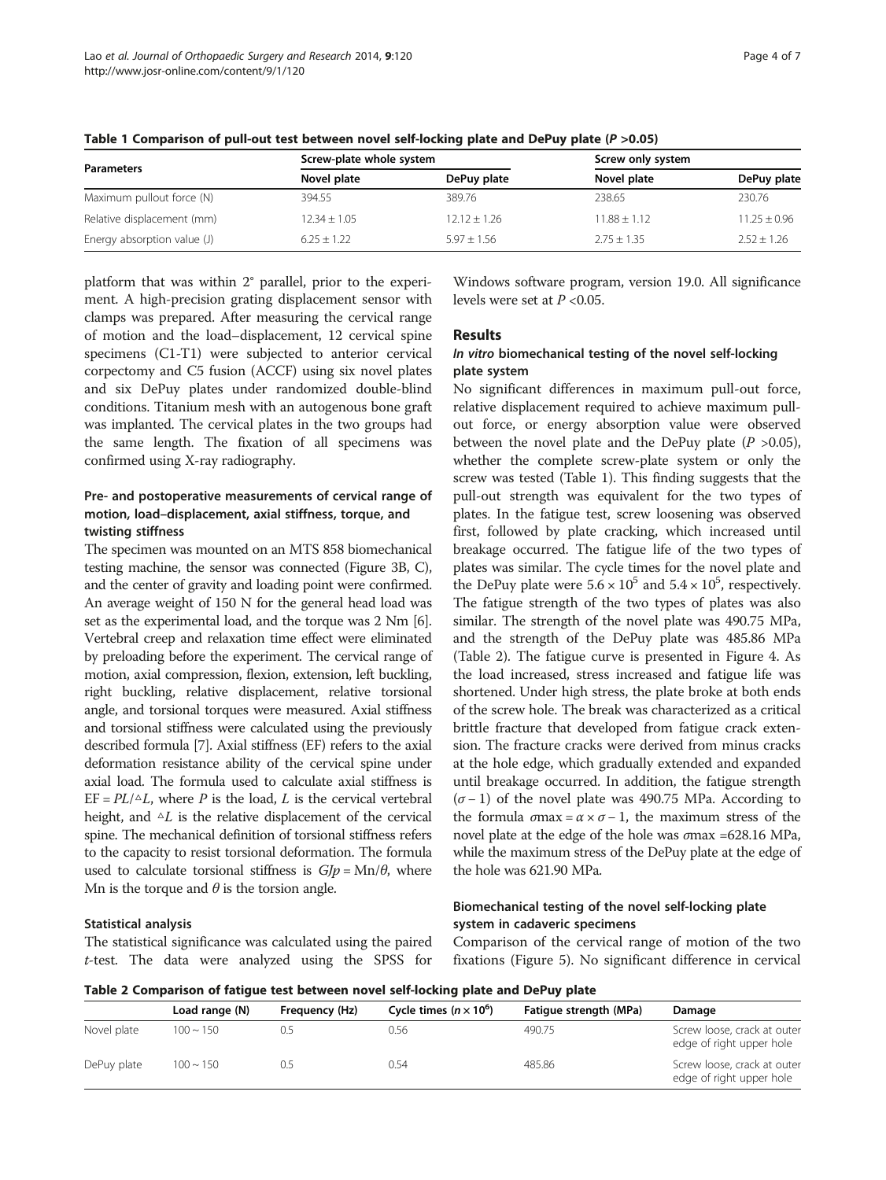**Table 1 Comparison of pull-out test between novel self-locking plate and DePuy plate ($P$ >0.05)**

| Parameters | Screw-plate whole system | | Screw only system | |
|---|---|---|---|---|
| | Novel plate | DePuy plate | Novel plate | DePuy plate |
| Maximum pullout force (N) | 394.55 | 389.76 | 238.65 | 230.76 |
| Relative displacement (mm) | 12.34 ± 1.05 | 12.12 ± 1.26 | 11.88 ± 1.12 | 11.25 ± 0.96 |
| Energy absorption value (J) | 6.25 ± 1.22 | 5.97 ± 1.56 | 2.75 ± 1.35 | 2.52 ± 1.26 |

platform that was within 2° parallel, prior to the experiment. A high-precision grating displacement sensor with clamps was prepared. After measuring the cervical range of motion and the load–displacement, 12 cervical spine specimens (C1-T1) were subjected to anterior cervical corpectomy and C5 fusion (ACCF) using six novel plates and six DePuy plates under randomized double-blind conditions. Titanium mesh with an autogenous bone graft was implanted. The cervical plates in the two groups had the same length. The fixation of all specimens was confirmed using X-ray radiography.

### Pre- and postoperative measurements of cervical range of motion, load–displacement, axial stiffness, torque, and twisting stiffness

The specimen was mounted on an MTS 858 biomechanical testing machine, the sensor was connected (Figure 3B, C), and the center of gravity and loading point were confirmed. An average weight of 150 N for the general head load was set as the experimental load, and the torque was 2 Nm [6]. Vertebral creep and relaxation time effect were eliminated by preloading before the experiment. The cervical range of motion, axial compression, flexion, extension, left buckling, right buckling, relative displacement, relative torsional angle, and torsional torques were measured. Axial stiffness and torsional stiffness were calculated using the previously described formula [7]. Axial stiffness (EF) refers to the axial deformation resistance ability of the cervical spine under axial load. The formula used to calculate axial stiffness is $EF = PL/\triangle L$, where $P$ is the load, $L$ is the cervical vertebral height, and $\triangle L$ is the relative displacement of the cervical spine. The mechanical definition of torsional stiffness refers to the capacity to resist torsional deformation. The formula used to calculate torsional stiffness is $GJp = Mn/\theta$, where Mn is the torque and $\theta$ is the torsion angle.

### Statistical analysis

The statistical significance was calculated using the paired $t$-test. The data were analyzed using the SPSS for Windows software program, version 19.0. All significance levels were set at $P$ <0.05.

## Results

### *In vitro* biomechanical testing of the novel self-locking plate system

No significant differences in maximum pull-out force, relative displacement required to achieve maximum pull-out force, or energy absorption value were observed between the novel plate and the DePuy plate ($P$ >0.05), whether the complete screw-plate system or only the screw was tested (Table 1). This finding suggests that the pull-out strength was equivalent for the two types of plates. In the fatigue test, screw loosening was observed first, followed by plate cracking, which increased until breakage occurred. The fatigue life of the two types of plates was similar. The cycle times for the novel plate and the DePuy plate were $5.6 \times 10^5$ and $5.4 \times 10^5$, respectively. The fatigue strength of the two types of plates was also similar. The strength of the novel plate was 490.75 MPa, and the strength of the DePuy plate was 485.86 MPa (Table 2). The fatigue curve is presented in Figure 4. As the load increased, stress increased and fatigue life was shortened. Under high stress, the plate broke at both ends of the screw hole. The break was characterized as a critical brittle fracture that developed from fatigue crack extension. The fracture cracks were derived from minus cracks at the hole edge, which gradually extended and expanded until breakage occurred. In addition, the fatigue strength ($\sigma - 1$) of the novel plate was 490.75 MPa. According to the formula $\sigma max = \alpha \times \sigma - 1$, the maximum stress of the novel plate at the edge of the hole was $\sigma max$ =628.16 MPa, while the maximum stress of the DePuy plate at the edge of the hole was 621.90 MPa.

### Biomechanical testing of the novel self-locking plate system in cadaveric specimens

Comparison of the cervical range of motion of the two fixations (Figure 5). No significant difference in cervical

**Table 2 Comparison of fatigue test between novel self-locking plate and DePuy plate**

| | Load range (N) | Frequency (Hz) | Cycle times ($n \times 10^6$) | Fatigue strength (MPa) | Damage |
|---|---|---|---|---|---|
| Novel plate | 100 ~ 150 | 0.5 | 0.56 | 490.75 | Screw loose, crack at outer edge of right upper hole |
| DePuy plate | 100 ~ 150 | 0.5 | 0.54 | 485.86 | Screw loose, crack at outer edge of right upper hole |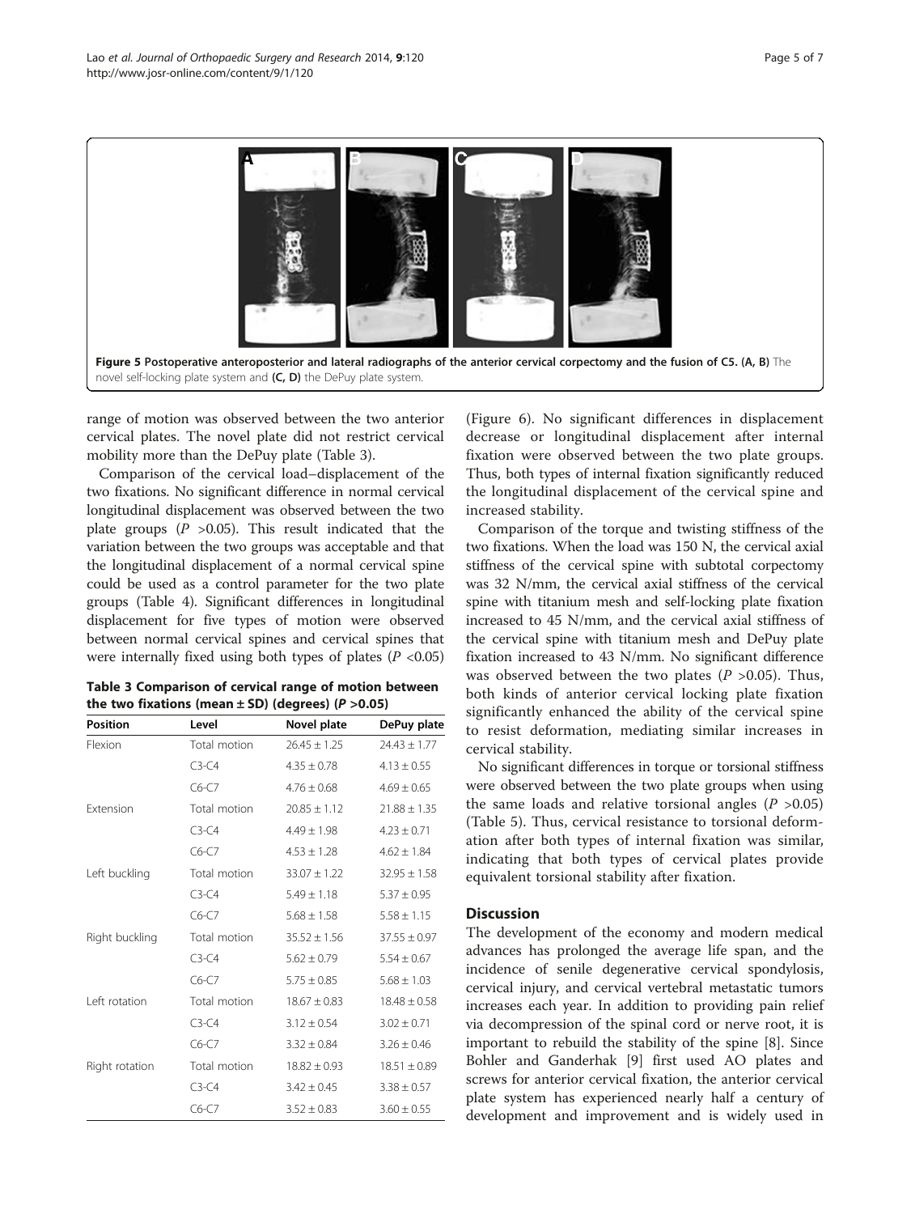Figure 5 Postoperative anteroposterior and lateral radiographs of the anterior cervical corpectomy and the fusion of C5. (A, B) The novel self-locking plate system and (C, D) the DePuy plate system.

range of motion was observed between the two anterior cervical plates. The novel plate did not restrict cervical mobility more than the DePuy plate (Table 3).

Comparison of the cervical load–displacement of the two fixations. No significant difference in normal cervical longitudinal displacement was observed between the two plate groups ($P$ >0.05). This result indicated that the variation between the two groups was acceptable and that the longitudinal displacement of a normal cervical spine could be used as a control parameter for the two plate groups (Table 4). Significant differences in longitudinal displacement for five types of motion were observed between normal cervical spines and cervical spines that were internally fixed using both types of plates ($P$ <0.05) (Figure 6). No significant differences in displacement decrease or longitudinal displacement after internal fixation were observed between the two plate groups. Thus, both types of internal fixation significantly reduced the longitudinal displacement of the cervical spine and increased stability.

**Table 3 Comparison of cervical range of motion between the two fixations (mean ± SD) (degrees) ($P$ >0.05)**

| Position | Level | Novel plate | DePuy plate |
|---|---|---|---|
| Flexion | Total motion | 26.45 ± 1.25 | 24.43 ± 1.77 |
| | C3-C4 | 4.35 ± 0.78 | 4.13 ± 0.55 |
| | C6-C7 | 4.76 ± 0.68 | 4.69 ± 0.65 |
| Extension | Total motion | 20.85 ± 1.12 | 21.88 ± 1.35 |
| | C3-C4 | 4.49 ± 1.98 | 4.23 ± 0.71 |
| | C6-C7 | 4.53 ± 1.28 | 4.62 ± 1.84 |
| Left buckling | Total motion | 33.07 ± 1.22 | 32.95 ± 1.58 |
| | C3-C4 | 5.49 ± 1.18 | 5.37 ± 0.95 |
| | C6-C7 | 5.68 ± 1.58 | 5.58 ± 1.15 |
| Right buckling | Total motion | 35.52 ± 1.56 | 37.55 ± 0.97 |
| | C3-C4 | 5.62 ± 0.79 | 5.54 ± 0.67 |
| | C6-C7 | 5.75 ± 0.85 | 5.68 ± 1.03 |
| Left rotation | Total motion | 18.67 ± 0.83 | 18.48 ± 0.58 |
| | C3-C4 | 3.12 ± 0.54 | 3.02 ± 0.71 |
| | C6-C7 | 3.32 ± 0.84 | 3.26 ± 0.46 |
| Right rotation | Total motion | 18.82 ± 0.93 | 18.51 ± 0.89 |
| | C3-C4 | 3.42 ± 0.45 | 3.38 ± 0.57 |
| | C6-C7 | 3.52 ± 0.83 | 3.60 ± 0.55 |

Comparison of the torque and twisting stiffness of the two fixations. When the load was 150 N, the cervical axial stiffness of the cervical spine with subtotal corpectomy was 32 N/mm, the cervical axial stiffness of the cervical spine with titanium mesh and self-locking plate fixation increased to 45 N/mm, and the cervical axial stiffness of the cervical spine with titanium mesh and DePuy plate fixation increased to 43 N/mm. No significant difference was observed between the two plates ($P$ >0.05). Thus, both kinds of anterior cervical locking plate fixation significantly enhanced the ability of the cervical spine to resist deformation, mediating similar increases in cervical stability.

No significant differences in torque or torsional stiffness were observed between the two plate groups when using the same loads and relative torsional angles ($P$ >0.05) (Table 5). Thus, cervical resistance to torsional deformation after both types of internal fixation was similar, indicating that both types of cervical plates provide equivalent torsional stability after fixation.

## Discussion

The development of the economy and modern medical advances has prolonged the average life span, and the incidence of senile degenerative cervical spondylosis, cervical injury, and cervical vertebral metastatic tumors increases each year. In addition to providing pain relief via decompression of the spinal cord or nerve root, it is important to rebuild the stability of the spine [8]. Since Bohler and Ganderhak [9] first used AO plates and screws for anterior cervical fixation, the anterior cervical plate system has experienced nearly half a century of development and improvement and is widely used in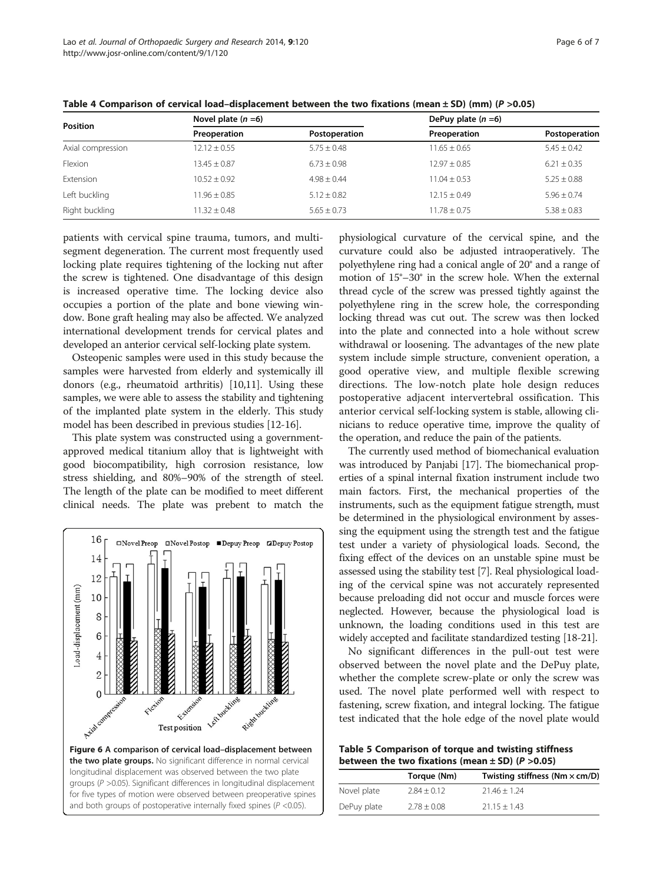**Table 4 Comparison of cervical load–displacement between the two fixations (mean ± SD) (mm) ($P$ >0.05)**

| Position | Novel plate ($n$ =6) | | DePuy plate ($n$ =6) | |
|---|---|---|---|---|
| | Preoperation | Postoperation | Preoperation | Postoperation |
| Axial compression | 12.12 ± 0.55 | 5.75 ± 0.48 | 11.65 ± 0.65 | 5.45 ± 0.42 |
| Flexion | 13.45 ± 0.87 | 6.73 ± 0.98 | 12.97 ± 0.85 | 6.21 ± 0.35 |
| Extension | 10.52 ± 0.92 | 4.98 ± 0.44 | 11.04 ± 0.53 | 5.25 ± 0.88 |
| Left buckling | 11.96 ± 0.85 | 5.12 ± 0.82 | 12.15 ± 0.49 | 5.96 ± 0.74 |
| Right buckling | 11.32 ± 0.48 | 5.65 ± 0.73 | 11.78 ± 0.75 | 5.38 ± 0.83 |

patients with cervical spine trauma, tumors, and multi-segment degeneration. The current most frequently used locking plate requires tightening of the locking nut after the screw is tightened. One disadvantage of this design is increased operative time. The locking device also occupies a portion of the plate and bone viewing window. Bone graft healing may also be affected. We analyzed international development trends for cervical plates and developed an anterior cervical self-locking plate system.

Osteopenic samples were used in this study because the samples were harvested from elderly and systemically ill donors (e.g., rheumatoid arthritis) [10,11]. Using these samples, we were able to assess the stability and tightening of the implanted plate system in the elderly. This study model has been described in previous studies [12-16].

This plate system was constructed using a government-approved medical titanium alloy that is lightweight with good biocompatibility, high corrosion resistance, low stress shielding, and 80%–90% of the strength of steel. The length of the plate can be modified to meet different clinical needs. The plate was prebent to match the

16
□Novel Preop ▨Novel Postop ■Depuy Preop ▨Depuy Postop
Load-displacement (mm)
14
12
10
8
6
4
2
0
Axial compression
Flexion
Extension
Left buckling
Right buckling
Test position

**Figure 6 A comparison of cervical load–displacement between the two plate groups.** No significant difference in normal cervical longitudinal displacement was observed between the two plate groups ($P$ >0.05). Significant differences in longitudinal displacement for five types of motion were observed between preoperative spines and both groups of postoperative internally fixed spines ($P$ <0.05).

physiological curvature of the cervical spine, and the curvature could also be adjusted intraoperatively. The polyethylene ring had a conical angle of 20° and a range of motion of 15°–30° in the screw hole. When the external thread cycle of the screw was pressed tightly against the polyethylene ring in the screw hole, the corresponding locking thread was cut out. The screw was then locked into the plate and connected into a hole without screw withdrawal or loosening. The advantages of the new plate system include simple structure, convenient operation, a good operative view, and multiple flexible screwing directions. The low-notch plate hole design reduces postoperative adjacent intervertebral ossification. This anterior cervical self-locking system is stable, allowing clinicians to reduce operative time, improve the quality of the operation, and reduce the pain of the patients.

The currently used method of biomechanical evaluation was introduced by Panjabi [17]. The biomechanical properties of a spinal internal fixation instrument include two main factors. First, the mechanical properties of the instruments, such as the equipment fatigue strength, must be determined in the physiological environment by assessing the equipment using the strength test and the fatigue test under a variety of physiological loads. Second, the fixing effect of the devices on an unstable spine must be assessed using the stability test [7]. Real physiological loading of the cervical spine was not accurately represented because preloading did not occur and muscle forces were neglected. However, because the physiological load is unknown, the loading conditions used in this test are widely accepted and facilitate standardized testing [18-21].

No significant differences in the pull-out test were observed between the novel plate and the DePuy plate, whether the complete screw-plate or only the screw was used. The novel plate performed well with respect to fastening, screw fixation, and integral locking. The fatigue test indicated that the hole edge of the novel plate would

**Table 5 Comparison of torque and twisting stiffness between the two fixations (mean ± SD) ($P$ >0.05)**

| | Torque (Nm) | Twisting stiffness (Nm × cm/D) |
|---|---|---|
| Novel plate | 2.84 ± 0.12 | 21.46 ± 1.24 |
| DePuy plate | 2.78 ± 0.08 | 21.15 ± 1.43 |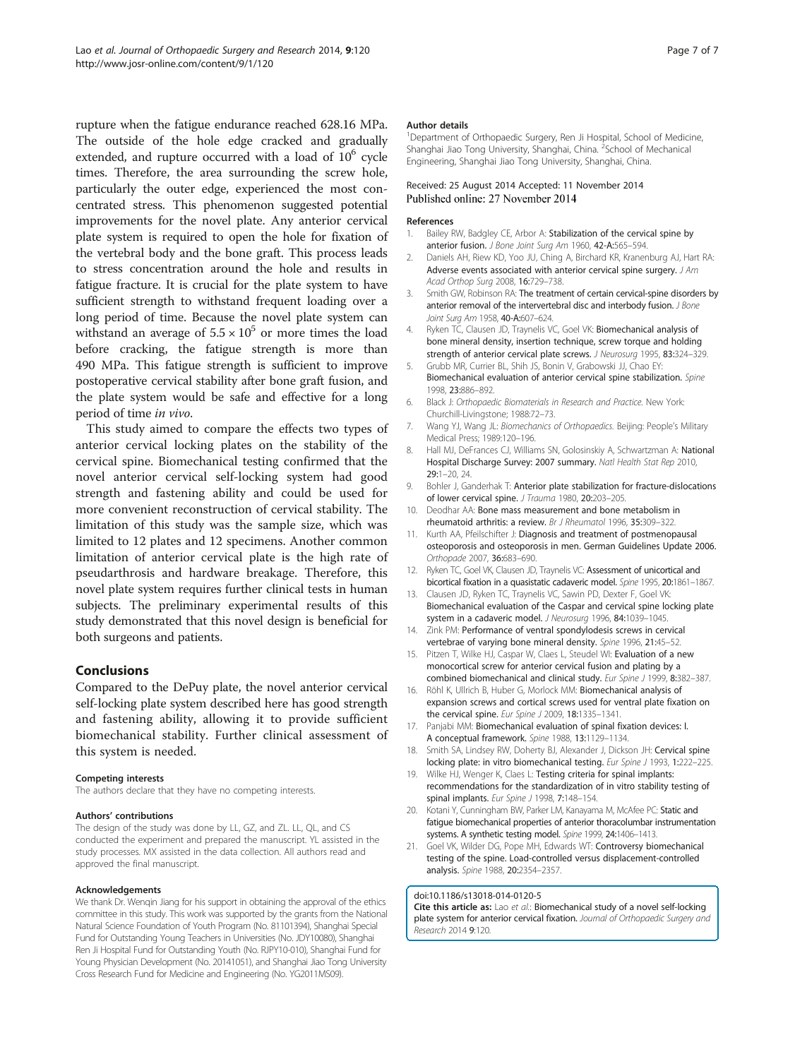rupture when the fatigue endurance reached 628.16 MPa. The outside of the hole edge cracked and gradually extended, and rupture occurred with a load of $10^6$ cycle times. Therefore, the area surrounding the screw hole, particularly the outer edge, experienced the most concentrated stress. This phenomenon suggested potential improvements for the novel plate. Any anterior cervical plate system is required to open the hole for fixation of the vertebral body and the bone graft. This process leads to stress concentration around the hole and results in fatigue fracture. It is crucial for the plate system to have sufficient strength to withstand frequent loading over a long period of time. Because the novel plate system can withstand an average of $5.5 \times 10^5$ or more times the load before cracking, the fatigue strength is more than 490 MPa. This fatigue strength is sufficient to improve postoperative cervical stability after bone graft fusion, and the plate system would be safe and effective for a long period of time *in vivo*.

This study aimed to compare the effects two types of anterior cervical locking plates on the stability of the cervical spine. Biomechanical testing confirmed that the novel anterior cervical self-locking system had good strength and fastening ability and could be used for more convenient reconstruction of cervical stability. The limitation of this study was the sample size, which was limited to 12 plates and 12 specimens. Another common limitation of anterior cervical plate is the high rate of pseudarthrosis and hardware breakage. Therefore, this novel plate system requires further clinical tests in human subjects. The preliminary experimental results of this study demonstrated that this novel design is beneficial for both surgeons and patients.

## Conclusions

Compared to the DePuy plate, the novel anterior cervical self-locking plate system described here has good strength and fastening ability, allowing it to provide sufficient biomechanical stability. Further clinical assessment of this system is needed.

#### Competing interests

The authors declare that they have no competing interests.

#### Authors' contributions

The design of the study was done by LL, GZ, and ZL. LL, QL, and CS conducted the experiment and prepared the manuscript. YL assisted in the study processes. MX assisted in the data collection. All authors read and approved the final manuscript.

#### Acknowledgements

We thank Dr. Wenqin Jiang for his support in obtaining the approval of the ethics committee in this study. This work was supported by the grants from the National Natural Science Foundation of Youth Program (No. 81101394), Shanghai Special Fund for Outstanding Young Teachers in Universities (No. JDY10080), Shanghai Ren Ji Hospital Fund for Outstanding Youth (No. RJPY10-010), Shanghai Fund for Young Physician Development (No. 20141051), and Shanghai Jiao Tong University Cross Research Fund for Medicine and Engineering (No. YG2011MS09).

#### Author details

[1]Department of Orthopaedic Surgery, Ren Ji Hospital, School of Medicine, Shanghai Jiao Tong University, Shanghai, China. [2]School of Mechanical Engineering, Shanghai Jiao Tong University, Shanghai, China.

Received: 25 August 2014 Accepted: 11 November 2014
Published online: 27 November 2014

#### References

1. Bailey RW, Badgley CE, Arbor A: **Stabilization of the cervical spine by anterior fusion.** *J Bone Joint Surg Am* 1960, **42-A:**565–594.
2. Daniels AH, Riew KD, Yoo JU, Ching A, Birchard KR, Kranenburg AJ, Hart RA: **Adverse events associated with anterior cervical spine surgery.** *J Am Acad Orthop Surg* 2008, **16:**729–738.
3. Smith GW, Robinson RA: **The treatment of certain cervical-spine disorders by anterior removal of the intervertebral disc and interbody fusion.** *J Bone Joint Surg Am* 1958, **40-A:**607–624.
4. Ryken TC, Clausen JD, Traynelis VC, Goel VK: **Biomechanical analysis of bone mineral density, insertion technique, screw torque and holding strength of anterior cervical plate screws.** *J Neurosurg* 1995, **83:**324–329.
5. Grubb MR, Currier BL, Shih JS, Bonin V, Grabowski JJ, Chao EY: **Biomechanical evaluation of anterior cervical spine stabilization.** *Spine* 1998, **23:**886–892.
6. Black J: *Orthopaedic Biomaterials in Research and Practice.* New York: Churchill-Livingstone; 1988:72–73.
7. Wang YJ, Wang JL: *Biomechanics of Orthopaedics.* Beijing: People's Military Medical Press; 1989:120–196.
8. Hall MJ, DeFrances CJ, Williams SN, Golosinskiy A, Schwartzman A: **National Hospital Discharge Survey: 2007 summary.** *Natl Health Stat Rep* 2010, **29:**1–20, 24.
9. Bohler J, Ganderhak T: **Anterior plate stabilization for fracture-dislocations of lower cervical spine.** *J Trauma* 1980, **20:**203–205.
10. Deodhar AA: **Bone mass measurement and bone metabolism in rheumatoid arthritis: a review.** *Br J Rheumatol* 1996, **35:**309–322.
11. Kurth AA, Pfeilschifter J: **Diagnosis and treatment of postmenopausal osteoporosis and osteoporosis in men. German Guidelines Update 2006.** *Orthopade* 2007, **36:**683–690.
12. Ryken TC, Goel VK, Clausen JD, Traynelis VC: **Assessment of unicortical and bicortical fixation in a quasistatic cadaveric model.** *Spine* 1995, **20:**1861–1867.
13. Clausen JD, Ryken TC, Traynelis VC, Sawin PD, Dexter F, Goel VK: **Biomechanical evaluation of the Caspar and cervical spine locking plate system in a cadaveric model.** *J Neurosurg* 1996, **84:**1039–1045.
14. Zink PM: **Performance of ventral spondylodesis screws in cervical vertebrae of varying bone mineral density.** *Spine* 1996, **21:**45–52.
15. Pitzen T, Wilke HJ, Caspar W, Claes L, Steudel WI: **Evaluation of a new monocortical screw for anterior cervical fusion and plating by a combined biomechanical and clinical study.** *Eur Spine J* 1999, **8:**382–387.
16. Röhl K, Ullrich B, Huber G, Morlock MM: **Biomechanical analysis of expansion screws and cortical screws used for ventral plate fixation on the cervical spine.** *Eur Spine J* 2009, **18:**1335–1341.
17. Panjabi MM: **Biomechanical evaluation of spinal fixation devices: I. A conceptual framework.** *Spine* 1988, **13:**1129–1134.
18. Smith SA, Lindsey RW, Doherty BJ, Alexander J, Dickson JH: **Cervical spine locking plate: in vitro biomechanical testing.** *Eur Spine J* 1993, **1:**222–225.
19. Wilke HJ, Wenger K, Claes L: **Testing criteria for spinal implants: recommendations for the standardization of in vitro stability testing of spinal implants.** *Eur Spine J* 1998, **7:**148–154.
20. Kotani Y, Cunningham BW, Parker LM, Kanayama M, McAfee PC: **Static and fatigue biomechanical properties of anterior thoracolumbar instrumentation systems. A synthetic testing model.** *Spine* 1999, **24:**1406–1413.
21. Goel VK, Wilder DG, Pope MH, Edwards WT: **Controversy biomechanical testing of the spine. Load-controlled versus displacement-controlled analysis.** *Spine* 1988, **20:**2354–2357.

doi:10.1186/s13018-014-0120-5
**Cite this article as:** Lao *et al.*: Biomechanical study of a novel self-locking plate system for anterior cervical fixation. *Journal of Orthopaedic Surgery and Research* 2014 **9**:120.